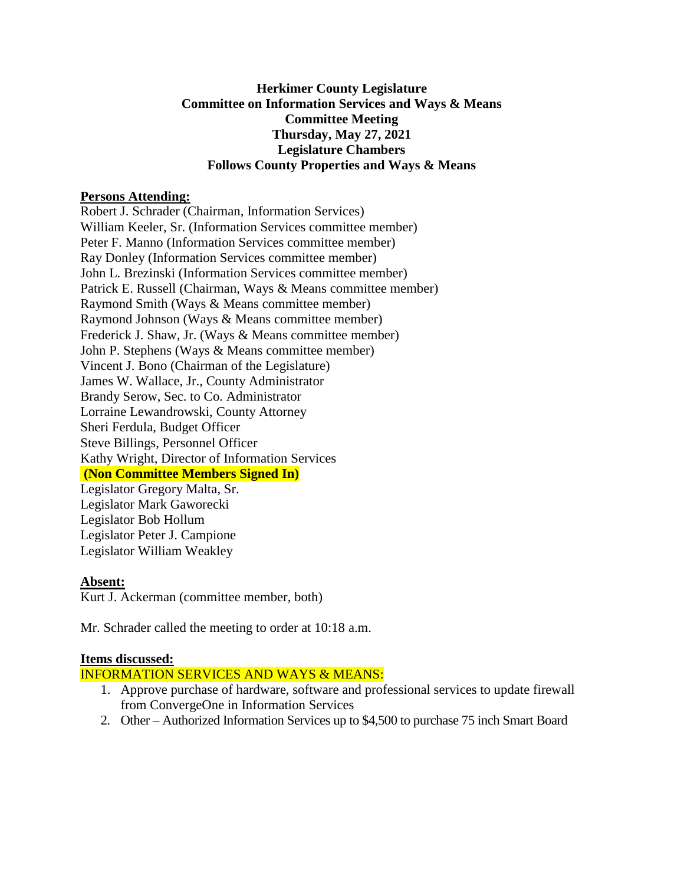**Herkimer County Legislature**
**Committee on Information Services and Ways & Means**
**Committee Meeting**
**Thursday, May 27, 2021**
**Legislature Chambers**
**Follows County Properties and Ways & Means**

**Persons Attending:**

Robert J. Schrader (Chairman, Information Services)
William Keeler, Sr. (Information Services committee member)
Peter F. Manno (Information Services committee member)
Ray Donley (Information Services committee member)
John L. Brezinski (Information Services committee member)
Patrick E. Russell (Chairman, Ways & Means committee member)
Raymond Smith (Ways & Means committee member)
Raymond Johnson (Ways & Means committee member)
Frederick J. Shaw, Jr. (Ways & Means committee member)
John P. Stephens (Ways & Means committee member)
Vincent J. Bono (Chairman of the Legislature)
James W. Wallace, Jr., County Administrator
Brandy Serow, Sec. to Co. Administrator
Lorraine Lewandrowski, County Attorney
Sheri Ferdula, Budget Officer
Steve Billings, Personnel Officer
Kathy Wright, Director of Information Services

**(Non Committee Members Signed In)**

Legislator Gregory Malta, Sr.
Legislator Mark Gaworecki
Legislator Bob Hollum
Legislator Peter J. Campione
Legislator William Weakley

**Absent:**

Kurt J. Ackerman (committee member, both)

Mr. Schrader called the meeting to order at 10:18 a.m.

**Items discussed:**

INFORMATION SERVICES AND WAYS & MEANS:

1. Approve purchase of hardware, software and professional services to update firewall from ConvergeOne in Information Services
2. Other – Authorized Information Services up to $4,500 to purchase 75 inch Smart Board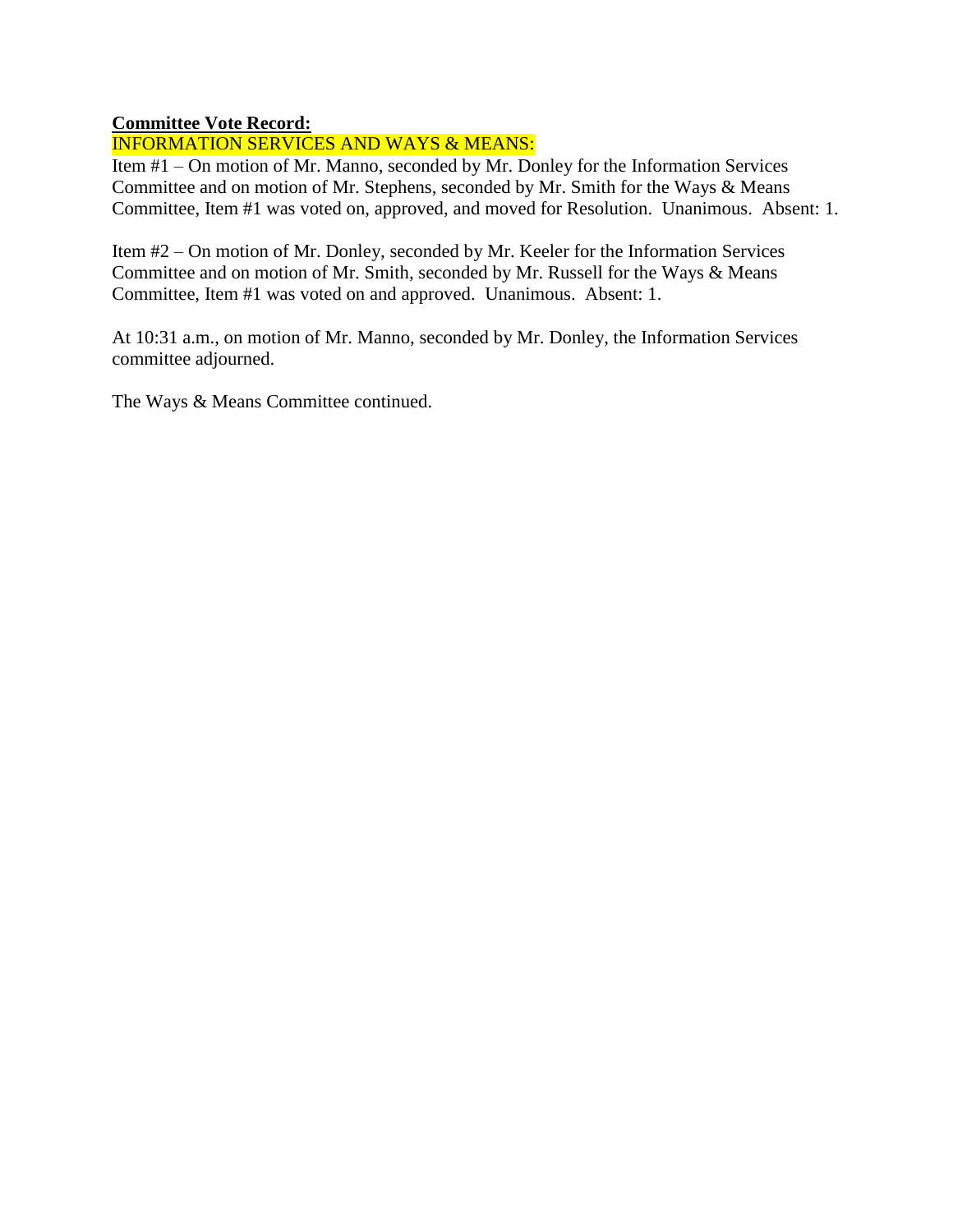**Committee Vote Record:**

INFORMATION SERVICES AND WAYS & MEANS:

Item #1 – On motion of Mr. Manno, seconded by Mr. Donley for the Information Services Committee and on motion of Mr. Stephens, seconded by Mr. Smith for the Ways & Means Committee, Item #1 was voted on, approved, and moved for Resolution. Unanimous. Absent: 1.

Item #2 – On motion of Mr. Donley, seconded by Mr. Keeler for the Information Services Committee and on motion of Mr. Smith, seconded by Mr. Russell for the Ways & Means Committee, Item #1 was voted on and approved. Unanimous. Absent: 1.

At 10:31 a.m., on motion of Mr. Manno, seconded by Mr. Donley, the Information Services committee adjourned.

The Ways & Means Committee continued.